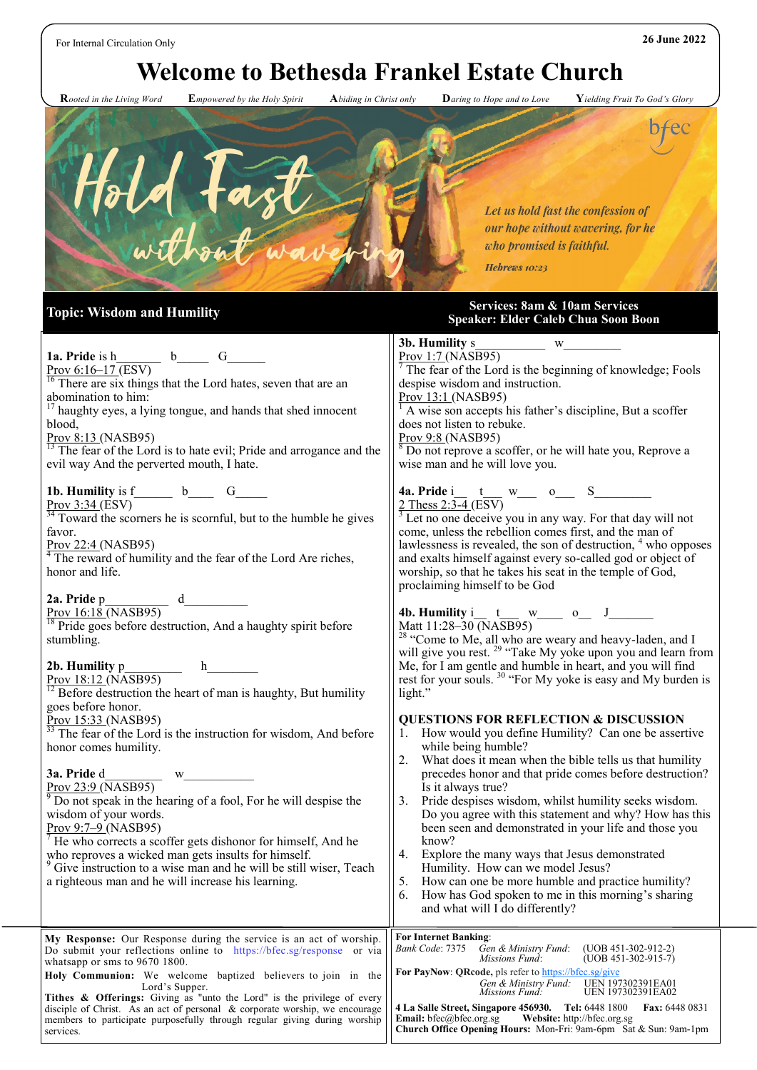For Internal Circulation Only

26 June 2022

# Welcome to Bethesda Frankel Estate Church

**R**ooted in the Living Word **E**mpowered by the Holy Spirit **A**biding in Christ only **D**aring to Hope and to Love **Y**ielding Fruit To God's Glory

# Hold Fast without wavering

*Let us hold fast the confession of our hope without wavering, for he who promised is faithful.*

*Hebrews 10:23*

## Topic: Wisdom and Humility

**Services: 8am & 10am Services**
**Speaker: Elder Caleb Chua Soon Boon**

**1a. Pride** is h_______ b_____ G______

Prov 6:16–17 (ESV)
[16] There are six things that the Lord hates, seven that are an abomination to him:
[17] haughty eyes, a lying tongue, and hands that shed innocent blood,

Prov 8:13 (NASB95)
[13] The fear of the Lord is to hate evil; Pride and arrogance and the evil way And the perverted mouth, I hate.

**1b. Humility** is f______ b____ G_____

Prov 3:34 (ESV)
[34] Toward the scorners he is scornful, but to the humble he gives favor.

Prov 22:4 (NASB95)
[4] The reward of humility and the fear of the Lord Are riches, honor and life.

**2a. Pride** p__________ d__________

Prov 16:18 (NASB95)
[18] Pride goes before destruction, And a haughty spirit before stumbling.

**2b. Humility** p_________ h________

Prov 18:12 (NASB95)
[12] Before destruction the heart of man is haughty, But humility goes before honor.

Prov 15:33 (NASB95)
[33] The fear of the Lord is the instruction for wisdom, And before honor comes humility.

**3a. Pride** d_________ w___________

Prov 23:9 (NASB95)
[9] Do not speak in the hearing of a fool, For he will despise the wisdom of your words.

Prov 9:7–9 (NASB95)
[7] He who corrects a scoffer gets dishonor for himself, And he who reproves a wicked man gets insults for himself.
[9] Give instruction to a wise man and he will be still wiser, Teach a righteous man and he will increase his learning.

**3b. Humility** s___________ w_________

Prov 1:7 (NASB95)
[7] The fear of the Lord is the beginning of knowledge; Fools despise wisdom and instruction.

Prov 13:1 (NASB95)
[1] A wise son accepts his father's discipline, But a scoffer does not listen to rebuke.

Prov 9:8 (NASB95)
[8] Do not reprove a scoffer, or he will hate you, Reprove a wise man and he will love you.

**4a. Pride** i__ t___ w___ o___ S_________

2 Thess 2:3-4 (ESV)
[3] Let no one deceive you in any way. For that day will not come, unless the rebellion comes first, and the man of lawlessness is revealed, the son of destruction, [4] who opposes and exalts himself against every so-called god or object of worship, so that he takes his seat in the temple of God, proclaiming himself to be God

**4b. Humility** i__ t___ w____ o__ J_______

Matt 11:28–30 (NASB95)
[28] "Come to Me, all who are weary and heavy-laden, and I will give you rest. [29] "Take My yoke upon you and learn from Me, for I am gentle and humble in heart, and you will find rest for your souls. [30] "For My yoke is easy and My burden is light."

### QUESTIONS FOR REFLECTION & DISCUSSION

1. How would you define Humility? Can one be assertive while being humble?
2. What does it mean when the bible tells us that humility precedes honor and that pride comes before destruction? Is it always true?
3. Pride despises wisdom, whilst humility seeks wisdom. Do you agree with this statement and why? How has this been seen and demonstrated in your life and those you know?
4. Explore the many ways that Jesus demonstrated Humility. How can we model Jesus?
5. How can one be more humble and practice humility?
6. How has God spoken to me in this morning's sharing and what will I do differently?

**My Response:** Our Response during the service is an act of worship. Do submit your reflections online to https://bfec.sg/response or via whatsapp or sms to 9670 1800.

**Holy Communion:** We welcome baptized believers to join in the Lord's Supper.

**Tithes & Offerings:** Giving as "unto the Lord" is the privilege of every disciple of Christ. As an act of personal & corporate worship, we encourage members to participate purposefully through regular giving during worship services.

**For Internet Banking**:
*Bank Code*: 7375 *Gen & Ministry Fund*: (UOB 451-302-912-2)
*Missions Fund*: (UOB 451-302-915-7)

**For PayNow**: **QRcode,** pls refer to https://bfec.sg/give
*Gen & Ministry Fund:* UEN 197302391EA01
*Missions Fund:* UEN 197302391EA02

**4 La Salle Street, Singapore 456930. Tel:** 6448 1800 **Fax:** 6448 0831
**Email:** bfec@bfec.org.sg **Website:** http://bfec.org.sg
**Church Office Opening Hours:** Mon-Fri: 9am-6pm Sat & Sun: 9am-1pm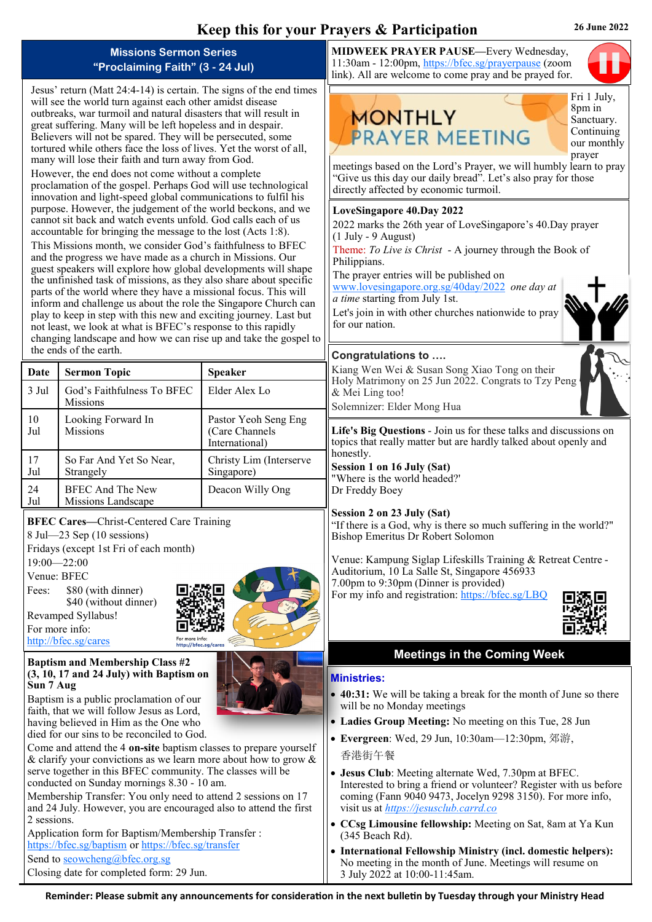# Keep this for your Prayers & Participation

26 June 2022

## Missions Sermon Series
## "Proclaiming Faith" (3 - 24 Jul)

Jesus' return (Matt 24:4-14) is certain. The signs of the end times will see the world turn against each other amidst disease outbreaks, war turmoil and natural disasters that will result in great suffering. Many will be left hopeless and in despair. Believers will not be spared. They will be persecuted, some tortured while others face the loss of lives. Yet the worst of all, many will lose their faith and turn away from God.

However, the end does not come without a complete proclamation of the gospel. Perhaps God will use technological innovation and light-speed global communications to fulfil his purpose. However, the judgement of the world beckons, and we cannot sit back and watch events unfold. God calls each of us accountable for bringing the message to the lost (Acts 1:8).

This Missions month, we consider God's faithfulness to BFEC and the progress we have made as a church in Missions. Our guest speakers will explore how global developments will shape the unfinished task of missions, as they also share about specific parts of the world where they have a missional focus. This will inform and challenge us about the role the Singapore Church can play to keep in step with this new and exciting journey. Last but not least, we look at what is BFEC's response to this rapidly changing landscape and how we can rise up and take the gospel to the ends of the earth.

| Date | Sermon Topic | Speaker |
|---|---|---|
| 3 Jul | God's Faithfulness To BFEC Missions | Elder Alex Lo |
| 10 Jul | Looking Forward In Missions | Pastor Yeoh Seng Eng (Care Channels International) |
| 17 Jul | So Far And Yet So Near, Strangely | Christy Lim (Interserve Singapore) |
| 24 Jul | BFEC And The New Missions Landscape | Deacon Willy Ong |

**BFEC Cares**—Christ-Centered Care Training
8 Jul—23 Sep (10 sessions)
Fridays (except 1st Fri of each month)
19:00—22:00
Venue: BFEC
Fees: $80 (with dinner)
$40 (without dinner)
Revamped Syllabus!
For more info:
http://bfec.sg/cares

**Baptism and Membership Class #2 (3, 10, 17 and 24 July) with Baptism on Sun 7 Aug**

Baptism is a public proclamation of our faith, that we will follow Jesus as Lord, having believed in Him as the One who died for our sins to be reconciled to God.

Come and attend the 4 **on-site** baptism classes to prepare yourself & clarify your convictions as we learn more about how to grow & serve together in this BFEC community. The classes will be conducted on Sunday mornings 8.30 - 10 am.

Membership Transfer: You only need to attend 2 sessions on 17 and 24 July. However, you are encouraged also to attend the first 2 sessions.

Application form for Baptism/Membership Transfer : https://bfec.sg/baptism or https://bfec.sg/transfer

Send to seowcheng@bfec.org.sg

Closing date for completed form: 29 Jun.

**MIDWEEK PRAYER PAUSE**—Every Wednesday, 11:30am - 12:00pm, https://bfec.sg/prayerpause (zoom link). All are welcome to come pray and be prayed for.

**MONTHLY PRAYER MEETING**

Fri 1 July, 8pm in Sanctuary. Continuing our monthly prayer meetings based on the Lord's Prayer, we will humbly learn to pray "Give us this day our daily bread". Let's also pray for those directly affected by economic turmoil.

**LoveSingapore 40.Day 2022**

2022 marks the 26th year of LoveSingapore's 40.Day prayer (1 July - 9 August)

Theme: *To Live is Christ* - A journey through the Book of Philippians.

The prayer entries will be published on www.lovesingapore.org.sg/40day/2022 *one day at a time* starting from July 1st.

Let's join in with other churches nationwide to pray for our nation.

**Congratulations to ….**

Kiang Wen Wei & Susan Song Xiao Tong on their Holy Matrimony on 25 Jun 2022. Congrats to Tzy Peng & Mei Ling too!

Solemnizer: Elder Mong Hua

**Life's Big Questions** - Join us for these talks and discussions on topics that really matter but are hardly talked about openly and honestly.

**Session 1 on 16 July (Sat)**
"Where is the world headed?"
Dr Freddy Boey

**Session 2 on 23 July (Sat)**
"If there is a God, why is there so much suffering in the world?"
Bishop Emeritus Dr Robert Solomon

Venue: Kampung Siglap Lifeskills Training & Retreat Centre - Auditorium, 10 La Salle St, Singapore 456933
7.00pm to 9:30pm (Dinner is provided)
For my info and registration: https://bfec.sg/LBQ

## Meetings in the Coming Week

### Ministries:

- **40:31:** We will be taking a break for the month of June so there will be no Monday meetings
- **Ladies Group Meeting:** No meeting on this Tue, 28 Jun
- **Evergreen**: Wed, 29 Jun, 10:30am—12:30pm, 郊游, 香港街午餐
- **Jesus Club**: Meeting alternate Wed, 7.30pm at BFEC. Interested to bring a friend or volunteer? Register with us before coming (Fann 9040 9473, Jocelyn 9298 3150). For more info, visit us at *https://jesusclub.carrd.co*
- **CCsg Limousine fellowship:** Meeting on Sat, 8am at Ya Kun (345 Beach Rd).
- **International Fellowship Ministry (incl. domestic helpers):** No meeting in the month of June. Meetings will resume on 3 July 2022 at 10:00-11:45am.

**Reminder: Please submit any announcements for consideration in the next bulletin by Tuesday through your Ministry Head**